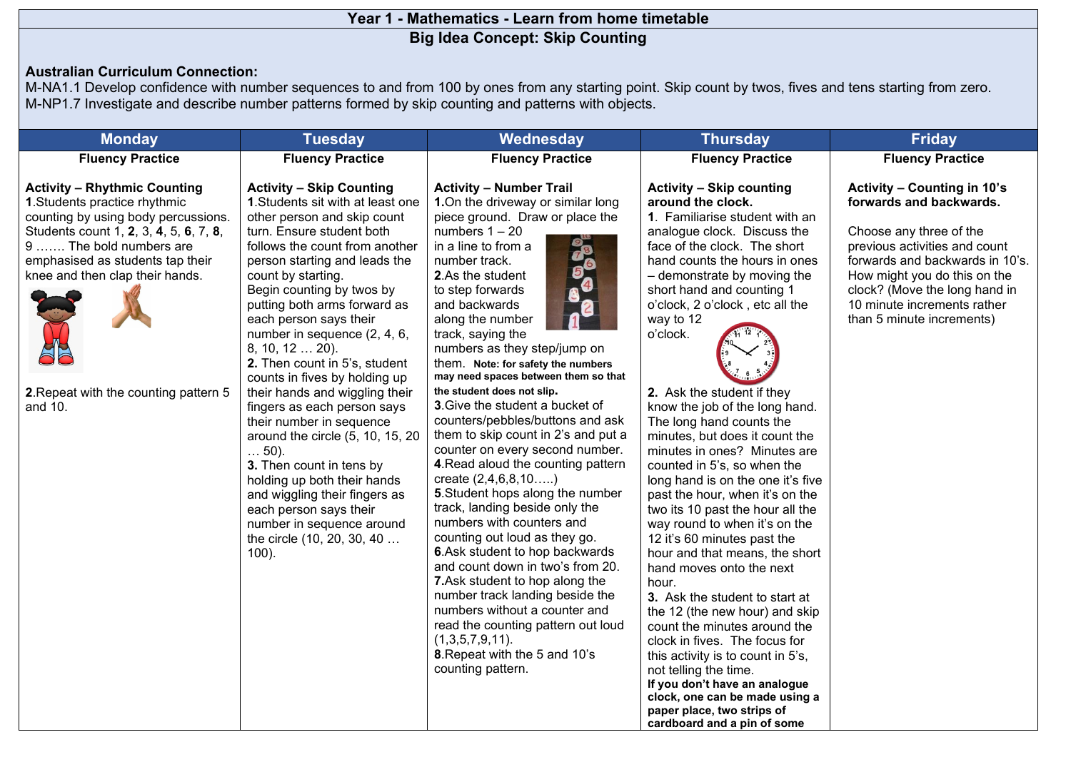# Year 1 - Mathematics - Learn from home timetable

## Big Idea Concept: Skip Counting

**Australian Curriculum Connection:**
M-NA1.1 Develop confidence with number sequences to and from 100 by ones from any starting point. Skip count by twos, fives and tens starting from zero.
M-NP1.7 Investigate and describe number patterns formed by skip counting and patterns with objects.

| Monday | Tuesday | Wednesday | Thursday | Friday |
|---|---|---|---|---|
| **Fluency Practice**<br><br>**Activity – Rhythmic Counting**<br>**1**.Students practice rhythmic counting by using body percussions. Students count 1, **2**, 3, **4**, 5, **6**, 7, **8**, 9 ……. The bold numbers are emphasised as students tap their knee and then clap their hands.<br><br>**2**.Repeat with the counting pattern 5 and 10. | **Fluency Practice**<br><br>**Activity – Skip Counting**<br>**1**.Students sit with at least one other person and skip count turn. Ensure student both follows the count from another person starting and leads the count by starting.<br>Begin counting by twos by putting both arms forward as each person says their number in sequence (2, 4, 6, 8, 10, 12 … 20).<br>**2.** Then count in 5's, student counts in fives by holding up their hands and wiggling their fingers as each person says their number in sequence around the circle (5, 10, 15, 20 … 50).<br>**3.** Then count in tens by holding up both their hands and wiggling their fingers as each person says their number in sequence around the circle (10, 20, 30, 40 … 100). | **Fluency Practice**<br><br>**Activity – Number Trail**<br>**1.**On the driveway or similar long piece ground. Draw or place the numbers 1 – 20 in a line to from a number track.<br>**2**.As the student to step forwards and backwards along the number track, saying the numbers as they step/jump on them. **Note: for safety the numbers may need spaces between them so that the student does not slip.**<br>**3**.Give the student a bucket of counters/pebbles/buttons and ask them to skip count in 2's and put a counter on every second number.<br>**4**.Read aloud the counting pattern create (2,4,6,8,10…..)<br>**5**.Student hops along the number track, landing beside only the numbers with counters and counting out loud as they go.<br>**6**.Ask student to hop backwards and count down in two's from 20.<br>**7.**Ask student to hop along the number track landing beside the numbers without a counter and read the counting pattern out loud (1,3,5,7,9,11).<br>**8**.Repeat with the 5 and 10's counting pattern. | **Fluency Practice**<br><br>**Activity – Skip counting around the clock.**<br>**1**. Familiarise student with an analogue clock. Discuss the face of the clock. The short hand counts the hours in ones – demonstrate by moving the short hand and counting 1 o'clock, 2 o'clock , etc all the way to 12 o'clock.<br><br>**2.** Ask the student if they know the job of the long hand. The long hand counts the minutes, but does it count the minutes in ones? Minutes are counted in 5's, so when the long hand is on the one it's five past the hour, when it's on the two its 10 past the hour all the way round to when it's on the 12 it's 60 minutes past the hour and that means, the short hand moves onto the next hour.<br>**3.** Ask the student to start at the 12 (the new hour) and skip count the minutes around the clock in fives. The focus for this activity is to count in 5's, not telling the time.<br>**If you don't have an analogue clock, one can be made using a paper place, two strips of cardboard and a pin of some** | **Fluency Practice**<br><br>**Activity – Counting in 10's forwards and backwards.**<br><br>Choose any three of the previous activities and count forwards and backwards in 10's. How might you do this on the clock? (Move the long hand in 10 minute increments rather than 5 minute increments) |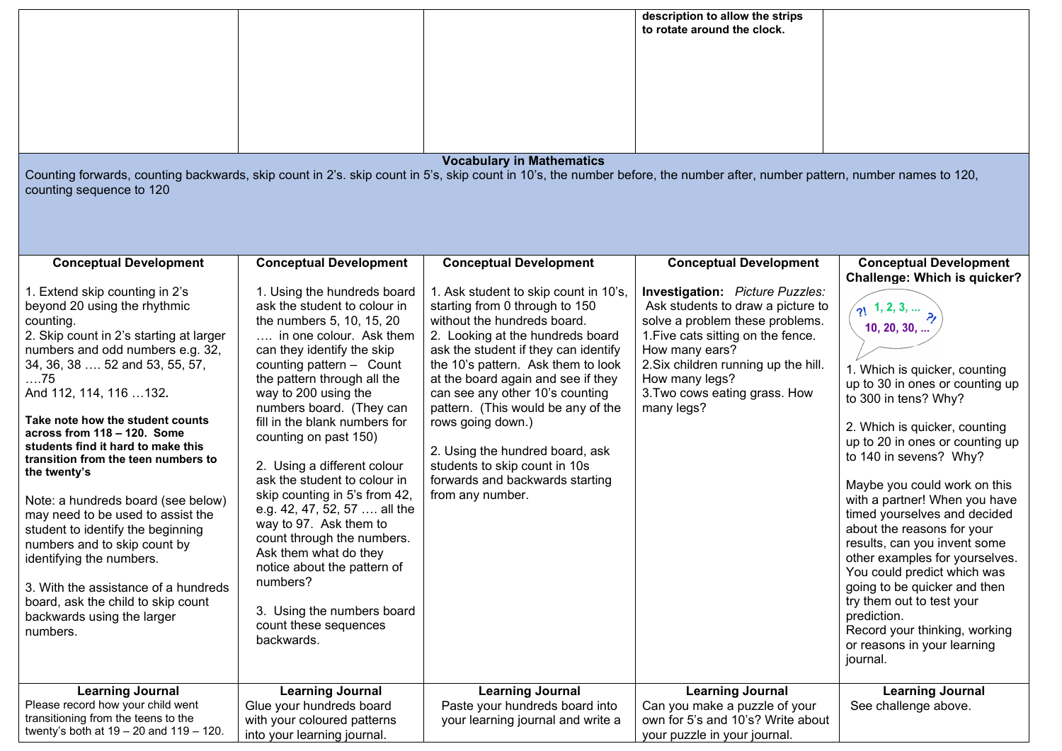| | | | | |
|---|---|---|---|---|
| | | | **description to allow the strips to rotate around the clock.** | |

**Vocabulary in Mathematics**

Counting forwards, counting backwards, skip count in 2's. skip count in 5's, skip count in 10's, the number before, the number after, number pattern, number names to 120, counting sequence to 120

| **Conceptual Development** | **Conceptual Development** | **Conceptual Development** | **Conceptual Development** | **Conceptual Development Challenge: Which is quicker?** |
|---|---|---|---|---|
| 1. Extend skip counting in 2's beyond 20 using the rhythmic counting.<br>2. Skip count in 2's starting at larger numbers and odd numbers e.g. 32, 34, 36, 38 …. 52 and 53, 55, 57, ….75<br>And 112, 114, 116 …132.<br><br>**Take note how the student counts across from 118 – 120. Some students find it hard to make this transition from the teen numbers to the twenty's**<br><br>Note: a hundreds board (see below) may need to be used to assist the student to identify the beginning numbers and to skip count by identifying the numbers.<br><br>3. With the assistance of a hundreds board, ask the child to skip count backwards using the larger numbers. | 1. Using the hundreds board ask the student to colour in the numbers 5, 10, 15, 20 …. in one colour. Ask them can they identify the skip counting pattern – Count the pattern through all the way to 200 using the numbers board. (They can fill in the blank numbers for counting on past 150)<br><br>2. Using a different colour ask the student to colour in skip counting in 5's from 42, e.g. 42, 47, 52, 57 …. all the way to 97. Ask them to count through the numbers. Ask them what do they notice about the pattern of numbers?<br><br>3. Using the numbers board count these sequences backwards. | 1. Ask student to skip count in 10's, starting from 0 through to 150 without the hundreds board.<br>2. Looking at the hundreds board ask the student if they can identify the 10's pattern. Ask them to look at the board again and see if they can see any other 10's counting pattern. (This would be any of the rows going down.)<br><br>2. Using the hundred board, ask students to skip count in 10s forwards and backwards starting from any number. | **Investigation:** *Picture Puzzles:* Ask students to draw a picture to solve a problem these problems.<br>1.Five cats sitting on the fence. How many ears?<br>2.Six children running up the hill. How many legs?<br>3.Two cows eating grass. How many legs? | ?! 1, 2, 3, ... ?! 10, 20, 30, ...<br><br>1. Which is quicker, counting up to 30 in ones or counting up to 300 in tens? Why?<br><br>2. Which is quicker, counting up to 20 in ones or counting up to 140 in sevens? Why?<br><br>Maybe you could work on this with a partner! When you have timed yourselves and decided about the reasons for your results, can you invent some other examples for yourselves. You could predict which was going to be quicker and then try them out to test your prediction.<br>Record your thinking, working or reasons in your learning journal. |
| **Learning Journal**<br>Please record how your child went transitioning from the teens to the twenty's both at 19 – 20 and 119 – 120. | **Learning Journal**<br>Glue your hundreds board with your coloured patterns into your learning journal. | **Learning Journal**<br>Paste your hundreds board into your learning journal and write a | **Learning Journal**<br>Can you make a puzzle of your own for 5's and 10's? Write about your puzzle in your journal. | **Learning Journal**<br>See challenge above. |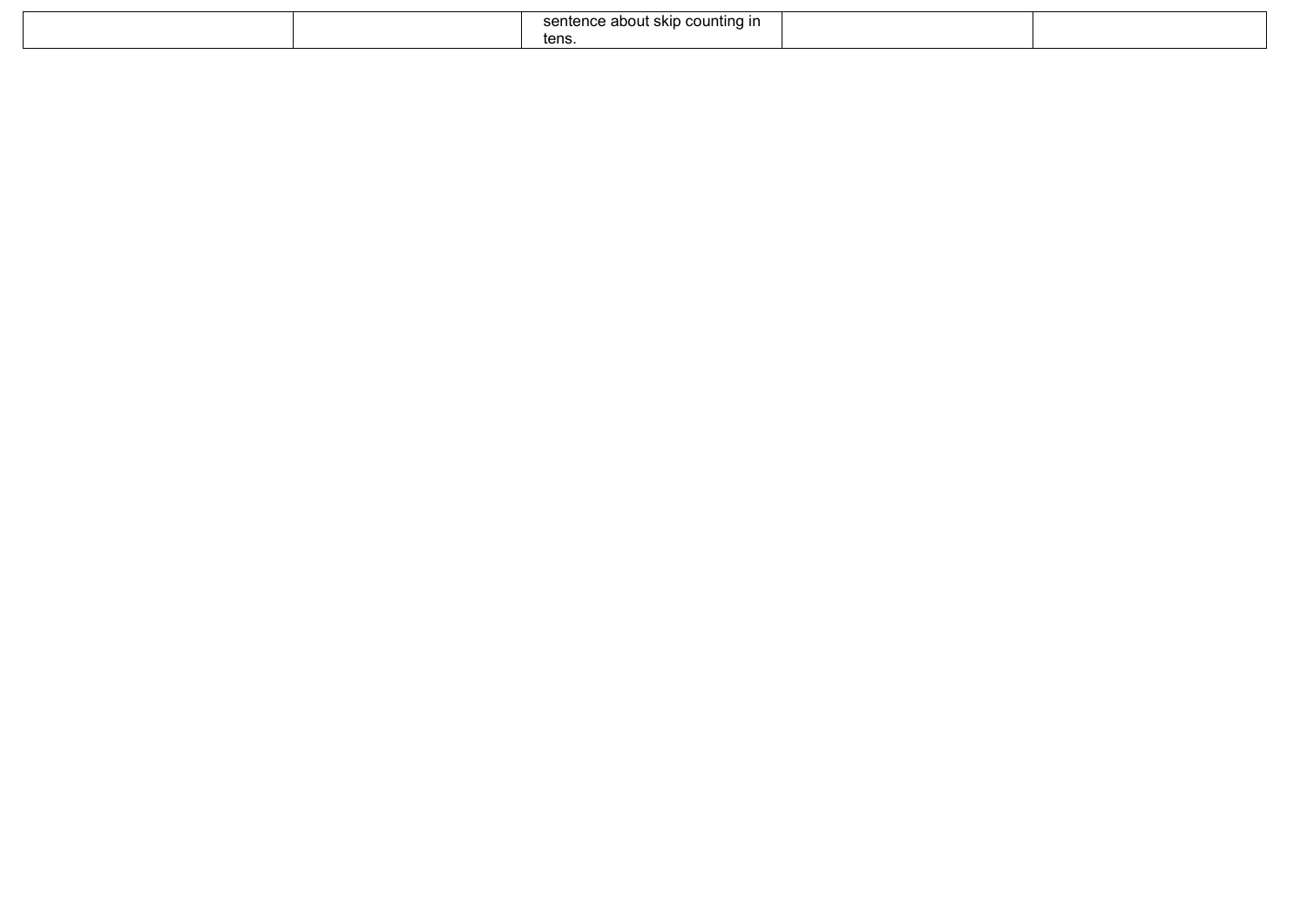|  |  |  |  |  |
|---|---|---|---|---|
|  |  | sentence about skip counting in tens. |  |  |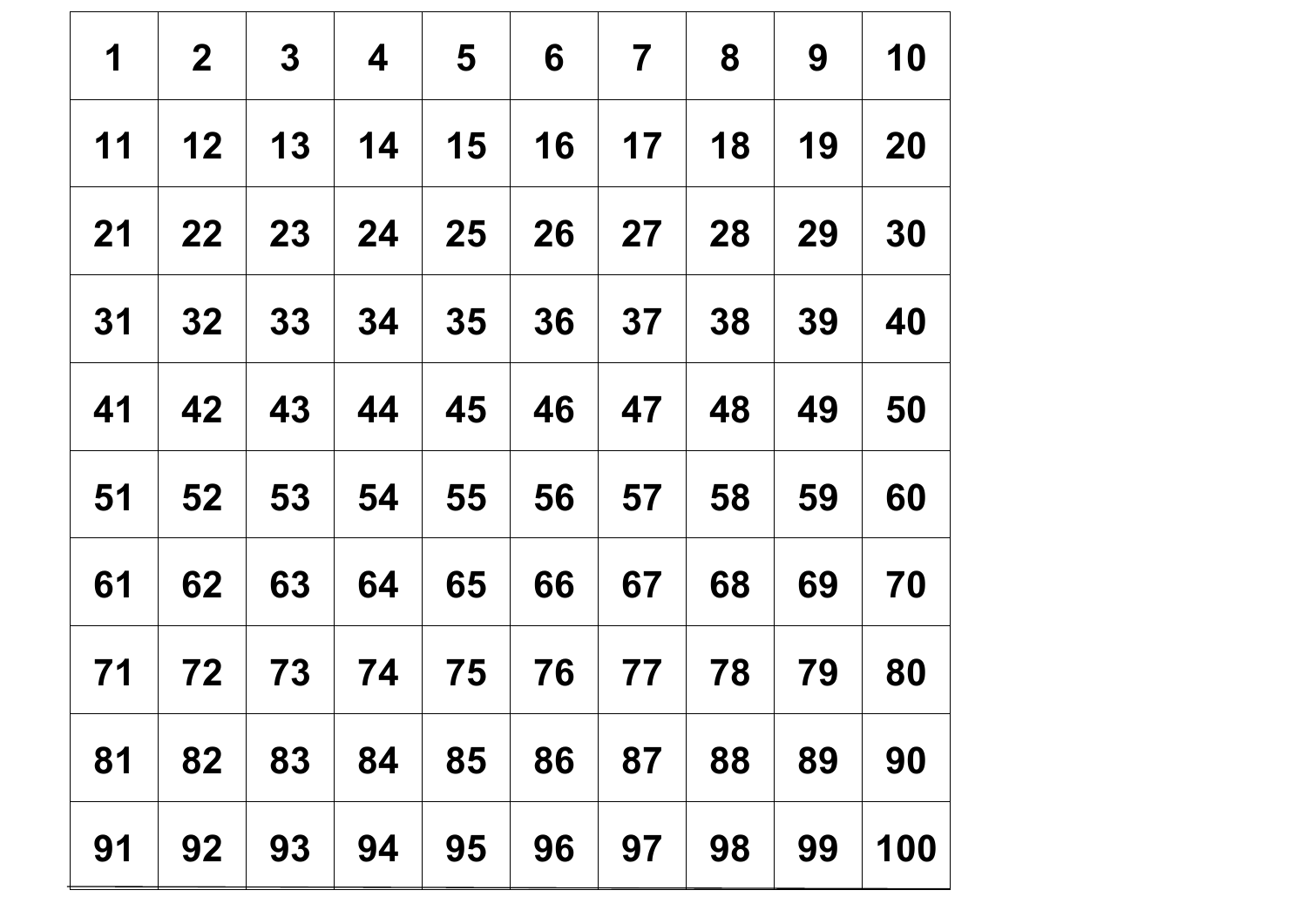| 1 | 2 | 3 | 4 | 5 | 6 | 7 | 8 | 9 | 10 |
|---|---|---|---|---|---|---|---|---|---|
| 11 | 12 | 13 | 14 | 15 | 16 | 17 | 18 | 19 | 20 |
| 21 | 22 | 23 | 24 | 25 | 26 | 27 | 28 | 29 | 30 |
| 31 | 32 | 33 | 34 | 35 | 36 | 37 | 38 | 39 | 40 |
| 41 | 42 | 43 | 44 | 45 | 46 | 47 | 48 | 49 | 50 |
| 51 | 52 | 53 | 54 | 55 | 56 | 57 | 58 | 59 | 60 |
| 61 | 62 | 63 | 64 | 65 | 66 | 67 | 68 | 69 | 70 |
| 71 | 72 | 73 | 74 | 75 | 76 | 77 | 78 | 79 | 80 |
| 81 | 82 | 83 | 84 | 85 | 86 | 87 | 88 | 89 | 90 |
| 91 | 92 | 93 | 94 | 95 | 96 | 97 | 98 | 99 | 100 |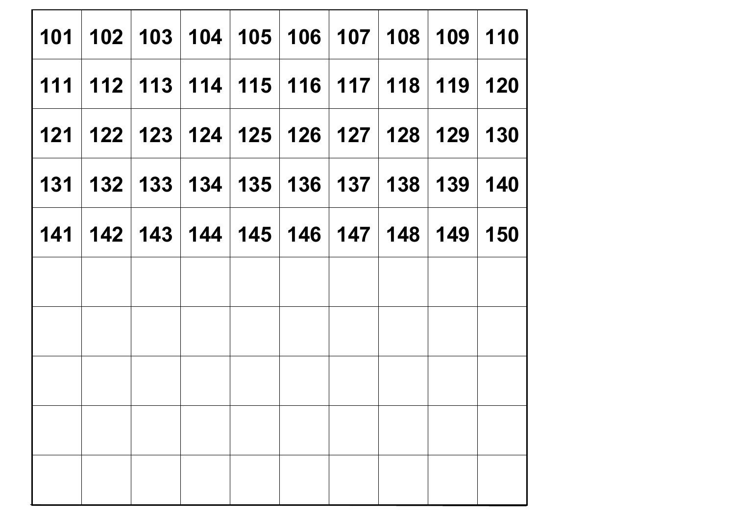| | | | | | | | | | |
|---|---|---|---|---|---|---|---|---|---|
| 101 | 102 | 103 | 104 | 105 | 106 | 107 | 108 | 109 | 110 |
| 111 | 112 | 113 | 114 | 115 | 116 | 117 | 118 | 119 | 120 |
| 121 | 122 | 123 | 124 | 125 | 126 | 127 | 128 | 129 | 130 |
| 131 | 132 | 133 | 134 | 135 | 136 | 137 | 138 | 139 | 140 |
| 141 | 142 | 143 | 144 | 145 | 146 | 147 | 148 | 149 | 150 |
| | | | | | | | | | |
| | | | | | | | | | |
| | | | | | | | | | |
| | | | | | | | | | |
| | | | | | | | | | |